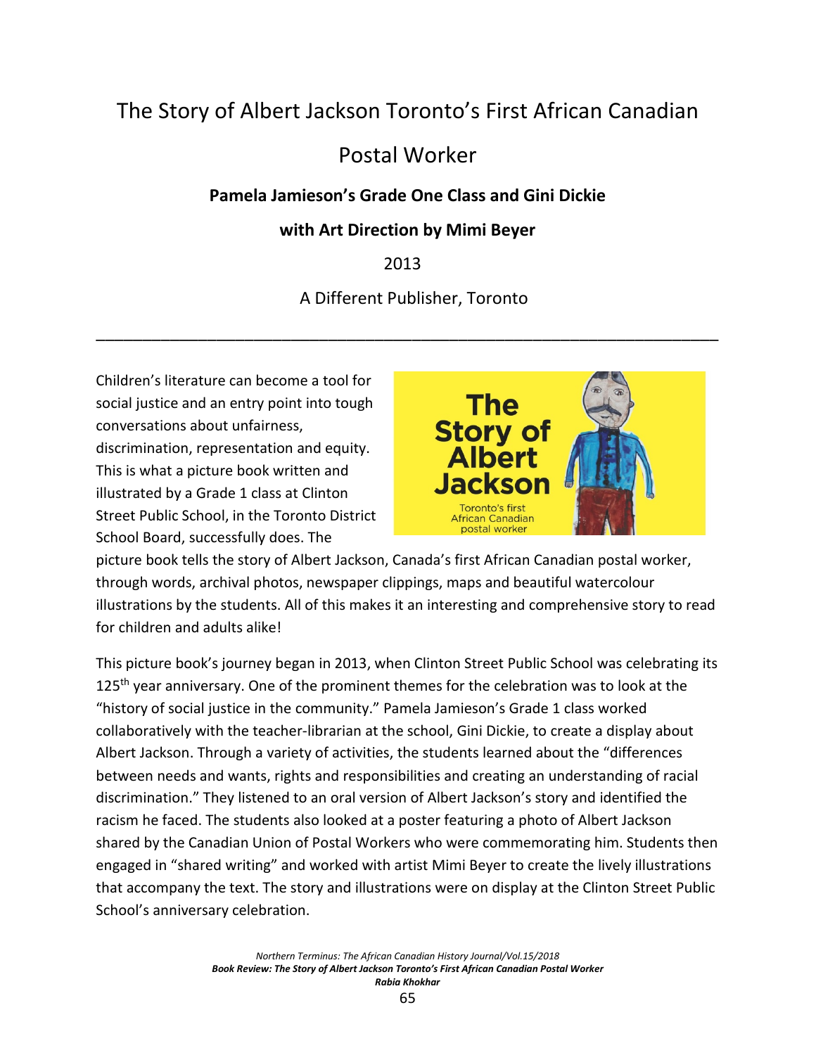# The Story of Albert Jackson Toronto's First African Canadian Postal Worker

**Pamela Jamieson's Grade One Class and Gini Dickie**

**with Art Direction by Mimi Beyer**

2013

A Different Publisher, Toronto

---

Children's literature can become a tool for social justice and an entry point into tough conversations about unfairness, discrimination, representation and equity. This is what a picture book written and illustrated by a Grade 1 class at Clinton Street Public School, in the Toronto District School Board, successfully does. The picture book tells the story of Albert Jackson, Canada's first African Canadian postal worker, through words, archival photos, newspaper clippings, maps and beautiful watercolour illustrations by the students. All of this makes it an interesting and comprehensive story to read for children and adults alike!

This picture book's journey began in 2013, when Clinton Street Public School was celebrating its 125th year anniversary. One of the prominent themes for the celebration was to look at the "history of social justice in the community." Pamela Jamieson's Grade 1 class worked collaboratively with the teacher-librarian at the school, Gini Dickie, to create a display about Albert Jackson. Through a variety of activities, the students learned about the "differences between needs and wants, rights and responsibilities and creating an understanding of racial discrimination." They listened to an oral version of Albert Jackson's story and identified the racism he faced. The students also looked at a poster featuring a photo of Albert Jackson shared by the Canadian Union of Postal Workers who were commemorating him. Students then engaged in "shared writing" and worked with artist Mimi Beyer to create the lively illustrations that accompany the text. The story and illustrations were on display at the Clinton Street Public School's anniversary celebration.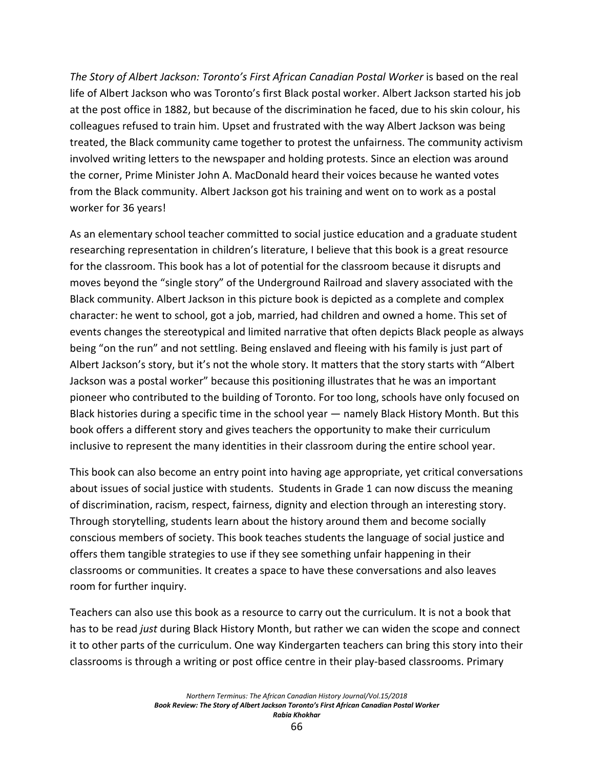*The Story of Albert Jackson: Toronto's First African Canadian Postal Worker* is based on the real life of Albert Jackson who was Toronto's first Black postal worker. Albert Jackson started his job at the post office in 1882, but because of the discrimination he faced, due to his skin colour, his colleagues refused to train him. Upset and frustrated with the way Albert Jackson was being treated, the Black community came together to protest the unfairness. The community activism involved writing letters to the newspaper and holding protests. Since an election was around the corner, Prime Minister John A. MacDonald heard their voices because he wanted votes from the Black community. Albert Jackson got his training and went on to work as a postal worker for 36 years!

As an elementary school teacher committed to social justice education and a graduate student researching representation in children's literature, I believe that this book is a great resource for the classroom. This book has a lot of potential for the classroom because it disrupts and moves beyond the "single story" of the Underground Railroad and slavery associated with the Black community. Albert Jackson in this picture book is depicted as a complete and complex character: he went to school, got a job, married, had children and owned a home. This set of events changes the stereotypical and limited narrative that often depicts Black people as always being "on the run" and not settling. Being enslaved and fleeing with his family is just part of Albert Jackson's story, but it's not the whole story. It matters that the story starts with "Albert Jackson was a postal worker" because this positioning illustrates that he was an important pioneer who contributed to the building of Toronto. For too long, schools have only focused on Black histories during a specific time in the school year — namely Black History Month. But this book offers a different story and gives teachers the opportunity to make their curriculum inclusive to represent the many identities in their classroom during the entire school year.

This book can also become an entry point into having age appropriate, yet critical conversations about issues of social justice with students. Students in Grade 1 can now discuss the meaning of discrimination, racism, respect, fairness, dignity and election through an interesting story. Through storytelling, students learn about the history around them and become socially conscious members of society. This book teaches students the language of social justice and offers them tangible strategies to use if they see something unfair happening in their classrooms or communities. It creates a space to have these conversations and also leaves room for further inquiry.

Teachers can also use this book as a resource to carry out the curriculum. It is not a book that has to be read *just* during Black History Month, but rather we can widen the scope and connect it to other parts of the curriculum. One way Kindergarten teachers can bring this story into their classrooms is through a writing or post office centre in their play-based classrooms. Primary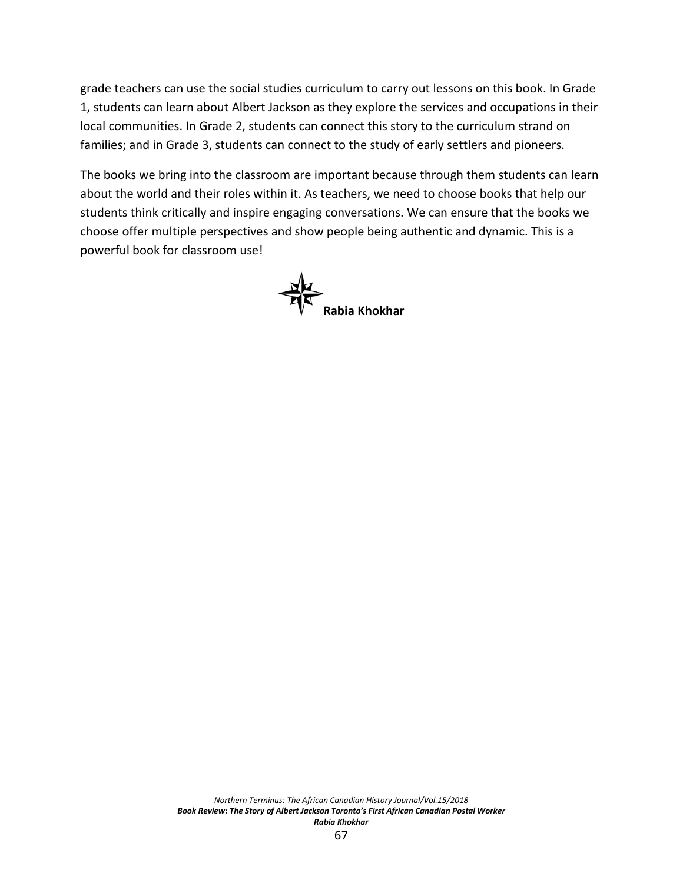grade teachers can use the social studies curriculum to carry out lessons on this book. In Grade 1, students can learn about Albert Jackson as they explore the services and occupations in their local communities. In Grade 2, students can connect this story to the curriculum strand on families; and in Grade 3, students can connect to the study of early settlers and pioneers.

The books we bring into the classroom are important because through them students can learn about the world and their roles within it. As teachers, we need to choose books that help our students think critically and inspire engaging conversations. We can ensure that the books we choose offer multiple perspectives and show people being authentic and dynamic. This is a powerful book for classroom use!

**Rabia Khokhar**